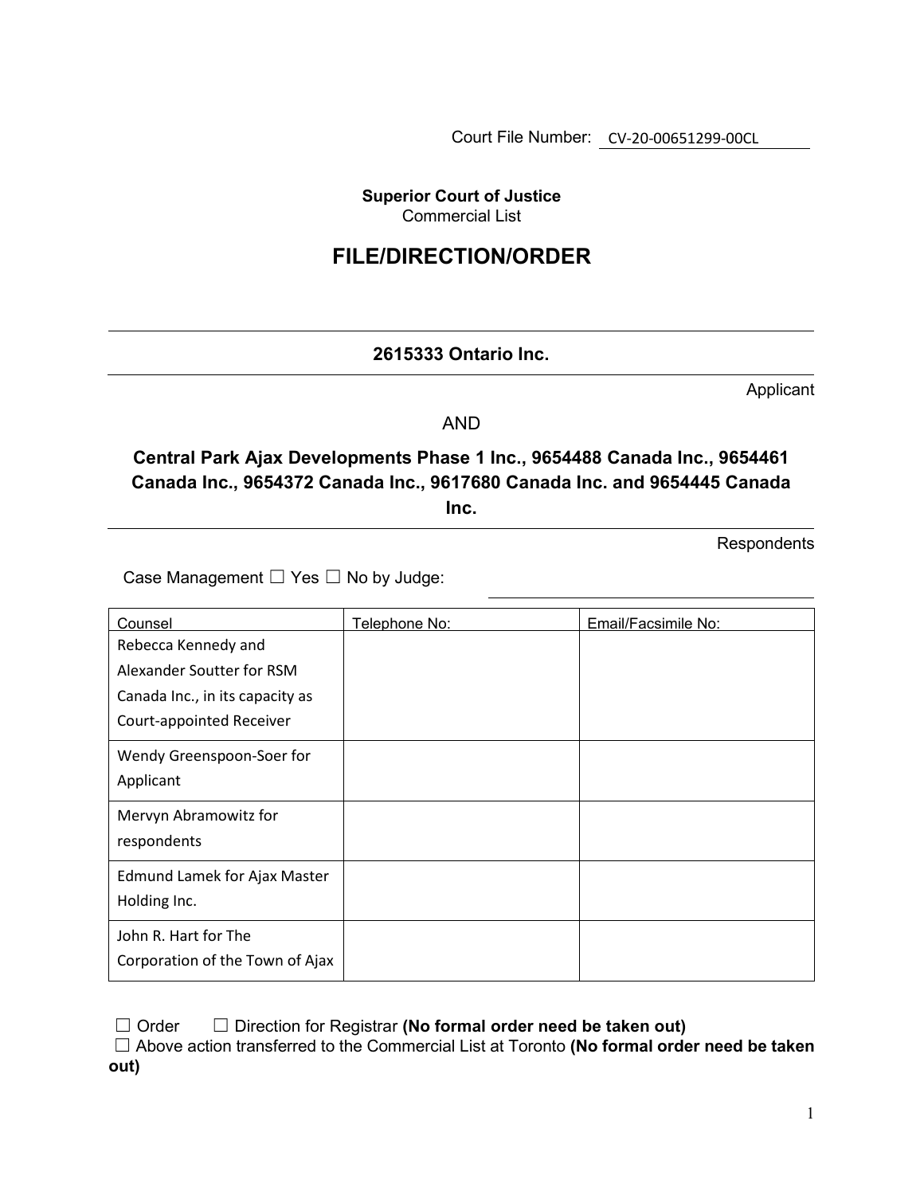Court File Number: CV-20-00651299-00CL

**Superior Court of Justice**
Commercial List

# FILE/DIRECTION/ORDER

**2615333 Ontario Inc.**

Applicant

AND

**Central Park Ajax Developments Phase 1 Inc., 9654488 Canada Inc., 9654461 Canada Inc., 9654372 Canada Inc., 9617680 Canada Inc. and 9654445 Canada Inc.**

Respondents

Case Management ☐ Yes ☐ No by Judge: ____________________

| Counsel | Telephone No: | Email/Facsimile No: |
| --- | --- | --- |
| Rebecca Kennedy and Alexander Soutter for RSM Canada Inc., in its capacity as Court-appointed Receiver | | |
| Wendy Greenspoon-Soer for Applicant | | |
| Mervyn Abramowitz for respondents | | |
| Edmund Lamek for Ajax Master Holding Inc. | | |
| John R. Hart for The Corporation of the Town of Ajax | | |

☐ Order ☐ Direction for Registrar **(No formal order need be taken out)**
☐ Above action transferred to the Commercial List at Toronto **(No formal order need be taken out)**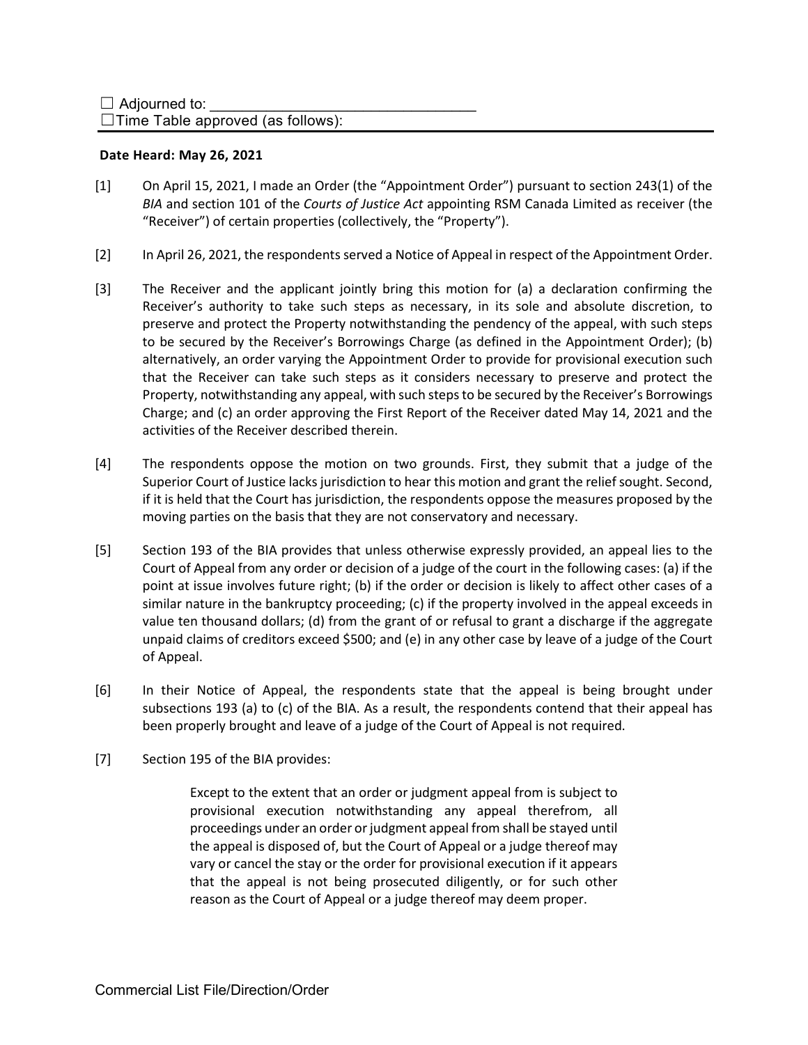☐ Adjourned to: ________________________________
☐Time Table approved (as follows):

**Date Heard: May 26, 2021**

[1] On April 15, 2021, I made an Order (the "Appointment Order") pursuant to section 243(1) of the *BIA* and section 101 of the *Courts of Justice Act* appointing RSM Canada Limited as receiver (the "Receiver") of certain properties (collectively, the "Property").

[2] In April 26, 2021, the respondents served a Notice of Appeal in respect of the Appointment Order.

[3] The Receiver and the applicant jointly bring this motion for (a) a declaration confirming the Receiver's authority to take such steps as necessary, in its sole and absolute discretion, to preserve and protect the Property notwithstanding the pendency of the appeal, with such steps to be secured by the Receiver's Borrowings Charge (as defined in the Appointment Order); (b) alternatively, an order varying the Appointment Order to provide for provisional execution such that the Receiver can take such steps as it considers necessary to preserve and protect the Property, notwithstanding any appeal, with such steps to be secured by the Receiver's Borrowings Charge; and (c) an order approving the First Report of the Receiver dated May 14, 2021 and the activities of the Receiver described therein.

[4] The respondents oppose the motion on two grounds. First, they submit that a judge of the Superior Court of Justice lacks jurisdiction to hear this motion and grant the relief sought. Second, if it is held that the Court has jurisdiction, the respondents oppose the measures proposed by the moving parties on the basis that they are not conservatory and necessary.

[5] Section 193 of the BIA provides that unless otherwise expressly provided, an appeal lies to the Court of Appeal from any order or decision of a judge of the court in the following cases: (a) if the point at issue involves future right; (b) if the order or decision is likely to affect other cases of a similar nature in the bankruptcy proceeding; (c) if the property involved in the appeal exceeds in value ten thousand dollars; (d) from the grant of or refusal to grant a discharge if the aggregate unpaid claims of creditors exceed $500; and (e) in any other case by leave of a judge of the Court of Appeal.

[6] In their Notice of Appeal, the respondents state that the appeal is being brought under subsections 193 (a) to (c) of the BIA. As a result, the respondents contend that their appeal has been properly brought and leave of a judge of the Court of Appeal is not required.

[7] Section 195 of the BIA provides:

> Except to the extent that an order or judgment appeal from is subject to provisional execution notwithstanding any appeal therefrom, all proceedings under an order or judgment appeal from shall be stayed until the appeal is disposed of, but the Court of Appeal or a judge thereof may vary or cancel the stay or the order for provisional execution if it appears that the appeal is not being prosecuted diligently, or for such other reason as the Court of Appeal or a judge thereof may deem proper.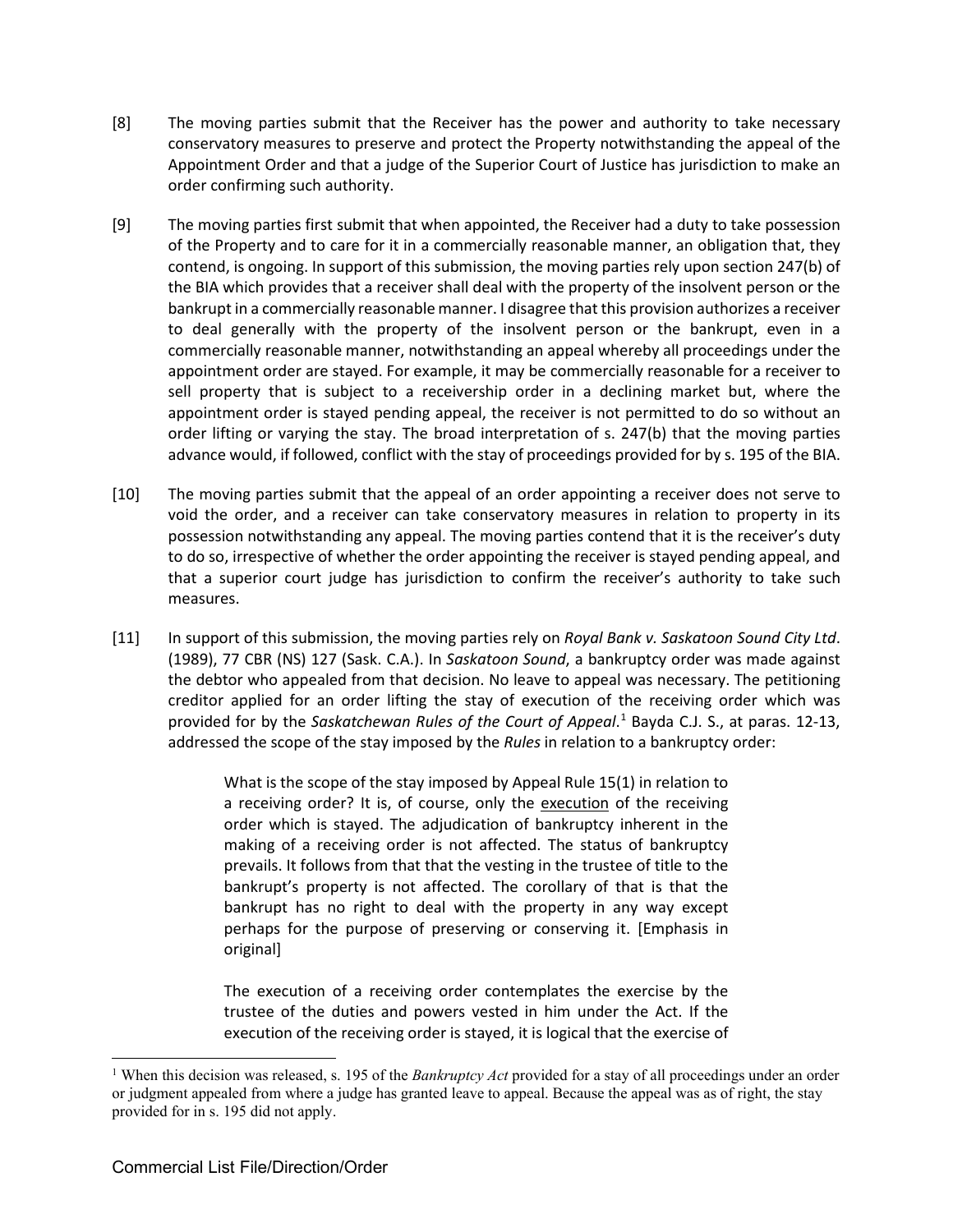[8] The moving parties submit that the Receiver has the power and authority to take necessary conservatory measures to preserve and protect the Property notwithstanding the appeal of the Appointment Order and that a judge of the Superior Court of Justice has jurisdiction to make an order confirming such authority.

[9] The moving parties first submit that when appointed, the Receiver had a duty to take possession of the Property and to care for it in a commercially reasonable manner, an obligation that, they contend, is ongoing. In support of this submission, the moving parties rely upon section 247(b) of the BIA which provides that a receiver shall deal with the property of the insolvent person or the bankrupt in a commercially reasonable manner. I disagree that this provision authorizes a receiver to deal generally with the property of the insolvent person or the bankrupt, even in a commercially reasonable manner, notwithstanding an appeal whereby all proceedings under the appointment order are stayed. For example, it may be commercially reasonable for a receiver to sell property that is subject to a receivership order in a declining market but, where the appointment order is stayed pending appeal, the receiver is not permitted to do so without an order lifting or varying the stay. The broad interpretation of s. 247(b) that the moving parties advance would, if followed, conflict with the stay of proceedings provided for by s. 195 of the BIA.

[10] The moving parties submit that the appeal of an order appointing a receiver does not serve to void the order, and a receiver can take conservatory measures in relation to property in its possession notwithstanding any appeal. The moving parties contend that it is the receiver's duty to do so, irrespective of whether the order appointing the receiver is stayed pending appeal, and that a superior court judge has jurisdiction to confirm the receiver's authority to take such measures.

[11] In support of this submission, the moving parties rely on *Royal Bank v. Saskatoon Sound City Ltd*. (1989), 77 CBR (NS) 127 (Sask. C.A.). In *Saskatoon Sound*, a bankruptcy order was made against the debtor who appealed from that decision. No leave to appeal was necessary. The petitioning creditor applied for an order lifting the stay of execution of the receiving order which was provided for by the *Saskatchewan Rules of the Court of Appeal*.[1] Bayda C.J. S., at paras. 12-13, addressed the scope of the stay imposed by the *Rules* in relation to a bankruptcy order:

> What is the scope of the stay imposed by Appeal Rule 15(1) in relation to a receiving order? It is, of course, only the <u>execution</u> of the receiving order which is stayed. The adjudication of bankruptcy inherent in the making of a receiving order is not affected. The status of bankruptcy prevails. It follows from that that the vesting in the trustee of title to the bankrupt's property is not affected. The corollary of that is that the bankrupt has no right to deal with the property in any way except perhaps for the purpose of preserving or conserving it. [Emphasis in original]
>
> The execution of a receiving order contemplates the exercise by the trustee of the duties and powers vested in him under the Act. If the execution of the receiving order is stayed, it is logical that the exercise of

---

[1] When this decision was released, s. 195 of the *Bankruptcy Act* provided for a stay of all proceedings under an order or judgment appealed from where a judge has granted leave to appeal. Because the appeal was as of right, the stay provided for in s. 195 did not apply.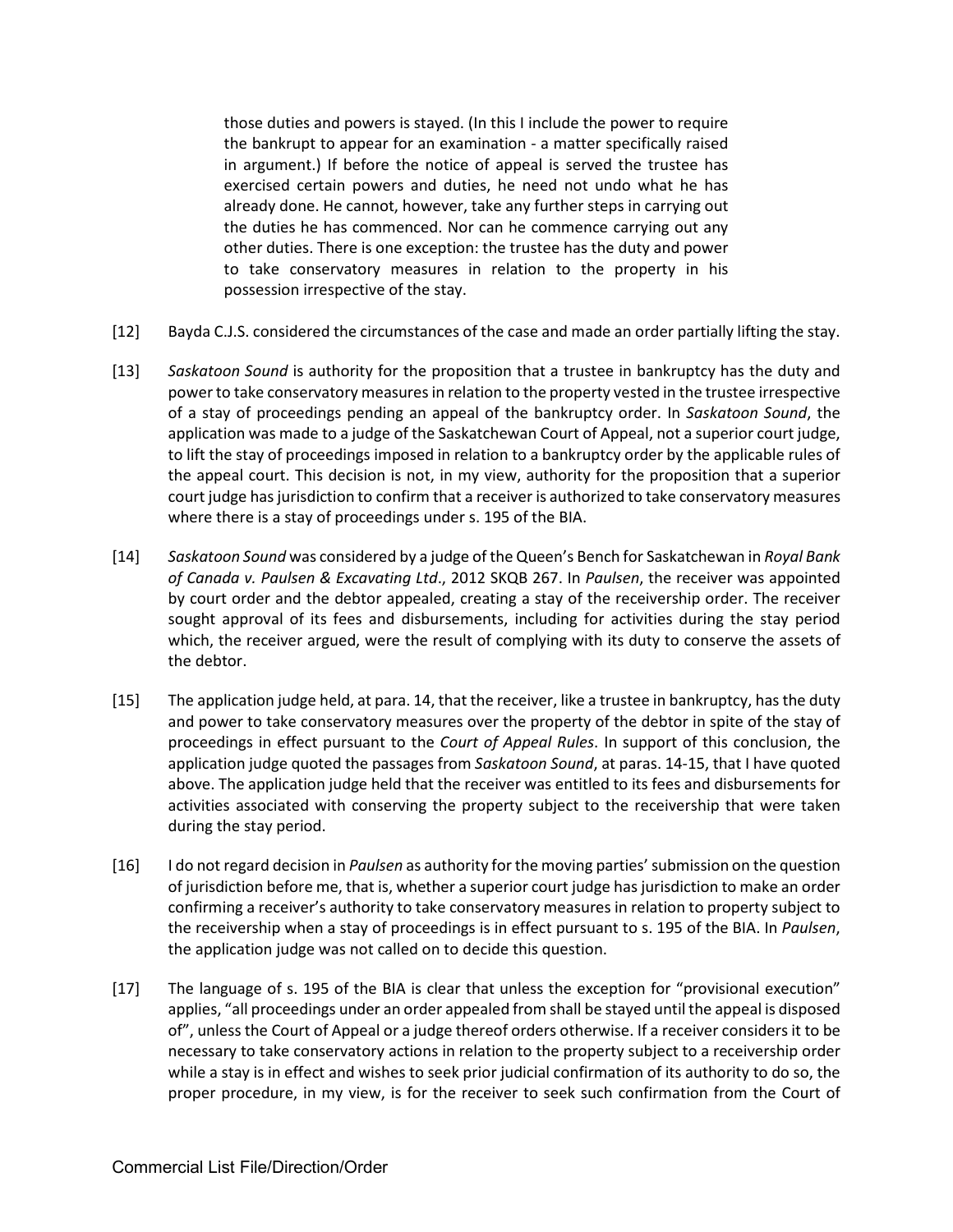> those duties and powers is stayed. (In this I include the power to require the bankrupt to appear for an examination - a matter specifically raised in argument.) If before the notice of appeal is served the trustee has exercised certain powers and duties, he need not undo what he has already done. He cannot, however, take any further steps in carrying out the duties he has commenced. Nor can he commence carrying out any other duties. There is one exception: the trustee has the duty and power to take conservatory measures in relation to the property in his possession irrespective of the stay.

[12] Bayda C.J.S. considered the circumstances of the case and made an order partially lifting the stay.

[13] *Saskatoon Sound* is authority for the proposition that a trustee in bankruptcy has the duty and power to take conservatory measures in relation to the property vested in the trustee irrespective of a stay of proceedings pending an appeal of the bankruptcy order. In *Saskatoon Sound*, the application was made to a judge of the Saskatchewan Court of Appeal, not a superior court judge, to lift the stay of proceedings imposed in relation to a bankruptcy order by the applicable rules of the appeal court. This decision is not, in my view, authority for the proposition that a superior court judge has jurisdiction to confirm that a receiver is authorized to take conservatory measures where there is a stay of proceedings under s. 195 of the BIA.

[14] *Saskatoon Sound* was considered by a judge of the Queen's Bench for Saskatchewan in *Royal Bank of Canada v. Paulsen & Excavating Ltd*., 2012 SKQB 267. In *Paulsen*, the receiver was appointed by court order and the debtor appealed, creating a stay of the receivership order. The receiver sought approval of its fees and disbursements, including for activities during the stay period which, the receiver argued, were the result of complying with its duty to conserve the assets of the debtor.

[15] The application judge held, at para. 14, that the receiver, like a trustee in bankruptcy, has the duty and power to take conservatory measures over the property of the debtor in spite of the stay of proceedings in effect pursuant to the *Court of Appeal Rules*. In support of this conclusion, the application judge quoted the passages from *Saskatoon Sound*, at paras. 14-15, that I have quoted above. The application judge held that the receiver was entitled to its fees and disbursements for activities associated with conserving the property subject to the receivership that were taken during the stay period.

[16] I do not regard decision in *Paulsen* as authority for the moving parties' submission on the question of jurisdiction before me, that is, whether a superior court judge has jurisdiction to make an order confirming a receiver's authority to take conservatory measures in relation to property subject to the receivership when a stay of proceedings is in effect pursuant to s. 195 of the BIA. In *Paulsen*, the application judge was not called on to decide this question.

[17] The language of s. 195 of the BIA is clear that unless the exception for "provisional execution" applies, "all proceedings under an order appealed from shall be stayed until the appeal is disposed of", unless the Court of Appeal or a judge thereof orders otherwise. If a receiver considers it to be necessary to take conservatory actions in relation to the property subject to a receivership order while a stay is in effect and wishes to seek prior judicial confirmation of its authority to do so, the proper procedure, in my view, is for the receiver to seek such confirmation from the Court of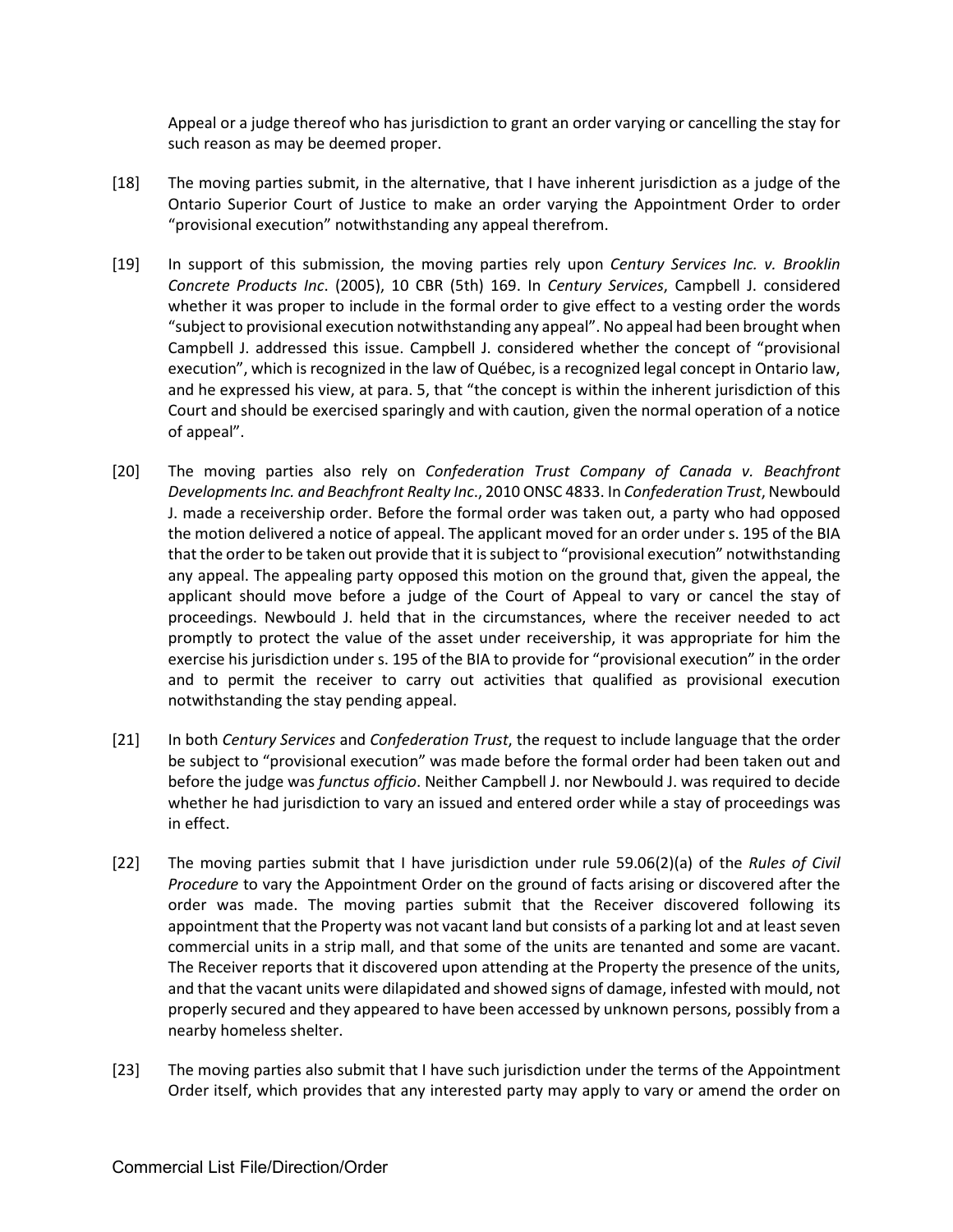Appeal or a judge thereof who has jurisdiction to grant an order varying or cancelling the stay for such reason as may be deemed proper.

[18] The moving parties submit, in the alternative, that I have inherent jurisdiction as a judge of the Ontario Superior Court of Justice to make an order varying the Appointment Order to order "provisional execution" notwithstanding any appeal therefrom.

[19] In support of this submission, the moving parties rely upon *Century Services Inc. v. Brooklin Concrete Products Inc*. (2005), 10 CBR (5th) 169. In *Century Services*, Campbell J. considered whether it was proper to include in the formal order to give effect to a vesting order the words "subject to provisional execution notwithstanding any appeal". No appeal had been brought when Campbell J. addressed this issue. Campbell J. considered whether the concept of "provisional execution", which is recognized in the law of Québec, is a recognized legal concept in Ontario law, and he expressed his view, at para. 5, that "the concept is within the inherent jurisdiction of this Court and should be exercised sparingly and with caution, given the normal operation of a notice of appeal".

[20] The moving parties also rely on *Confederation Trust Company of Canada v. Beachfront Developments Inc. and Beachfront Realty Inc*., 2010 ONSC 4833. In *Confederation Trust*, Newbould J. made a receivership order. Before the formal order was taken out, a party who had opposed the motion delivered a notice of appeal. The applicant moved for an order under s. 195 of the BIA that the order to be taken out provide that it is subject to "provisional execution" notwithstanding any appeal. The appealing party opposed this motion on the ground that, given the appeal, the applicant should move before a judge of the Court of Appeal to vary or cancel the stay of proceedings. Newbould J. held that in the circumstances, where the receiver needed to act promptly to protect the value of the asset under receivership, it was appropriate for him the exercise his jurisdiction under s. 195 of the BIA to provide for "provisional execution" in the order and to permit the receiver to carry out activities that qualified as provisional execution notwithstanding the stay pending appeal.

[21] In both *Century Services* and *Confederation Trust*, the request to include language that the order be subject to "provisional execution" was made before the formal order had been taken out and before the judge was *functus officio*. Neither Campbell J. nor Newbould J. was required to decide whether he had jurisdiction to vary an issued and entered order while a stay of proceedings was in effect.

[22] The moving parties submit that I have jurisdiction under rule 59.06(2)(a) of the *Rules of Civil Procedure* to vary the Appointment Order on the ground of facts arising or discovered after the order was made. The moving parties submit that the Receiver discovered following its appointment that the Property was not vacant land but consists of a parking lot and at least seven commercial units in a strip mall, and that some of the units are tenanted and some are vacant. The Receiver reports that it discovered upon attending at the Property the presence of the units, and that the vacant units were dilapidated and showed signs of damage, infested with mould, not properly secured and they appeared to have been accessed by unknown persons, possibly from a nearby homeless shelter.

[23] The moving parties also submit that I have such jurisdiction under the terms of the Appointment Order itself, which provides that any interested party may apply to vary or amend the order on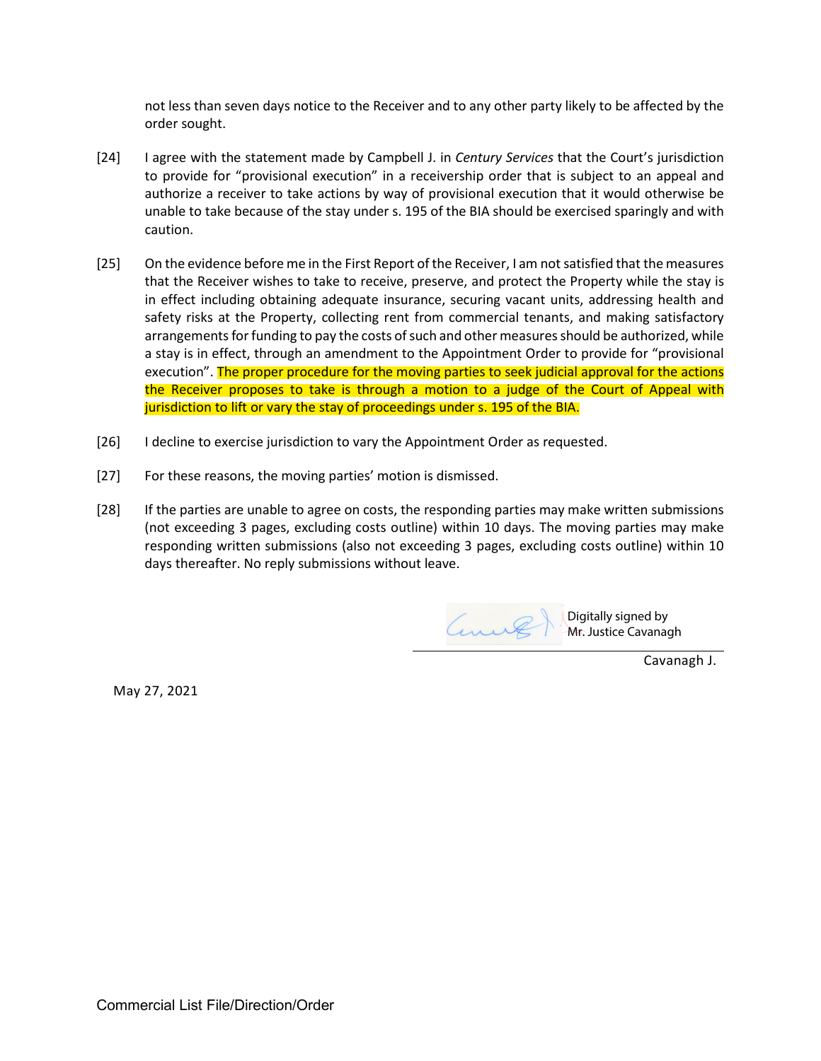not less than seven days notice to the Receiver and to any other party likely to be affected by the order sought.

[24] I agree with the statement made by Campbell J. in *Century Services* that the Court's jurisdiction to provide for "provisional execution" in a receivership order that is subject to an appeal and authorize a receiver to take actions by way of provisional execution that it would otherwise be unable to take because of the stay under s. 195 of the BIA should be exercised sparingly and with caution.

[25] On the evidence before me in the First Report of the Receiver, I am not satisfied that the measures that the Receiver wishes to take to receive, preserve, and protect the Property while the stay is in effect including obtaining adequate insurance, securing vacant units, addressing health and safety risks at the Property, collecting rent from commercial tenants, and making satisfactory arrangements for funding to pay the costs of such and other measures should be authorized, while a stay is in effect, through an amendment to the Appointment Order to provide for "provisional execution". The proper procedure for the moving parties to seek judicial approval for the actions the Receiver proposes to take is through a motion to a judge of the Court of Appeal with jurisdiction to lift or vary the stay of proceedings under s. 195 of the BIA.

[26] I decline to exercise jurisdiction to vary the Appointment Order as requested.

[27] For these reasons, the moving parties' motion is dismissed.

[28] If the parties are unable to agree on costs, the responding parties may make written submissions (not exceeding 3 pages, excluding costs outline) within 10 days. The moving parties may make responding written submissions (also not exceeding 3 pages, excluding costs outline) within 10 days thereafter. No reply submissions without leave.

Digitally signed by Mr. Justice Cavanagh

Cavanagh J.

May 27, 2021

Commercial List File/Direction/Order